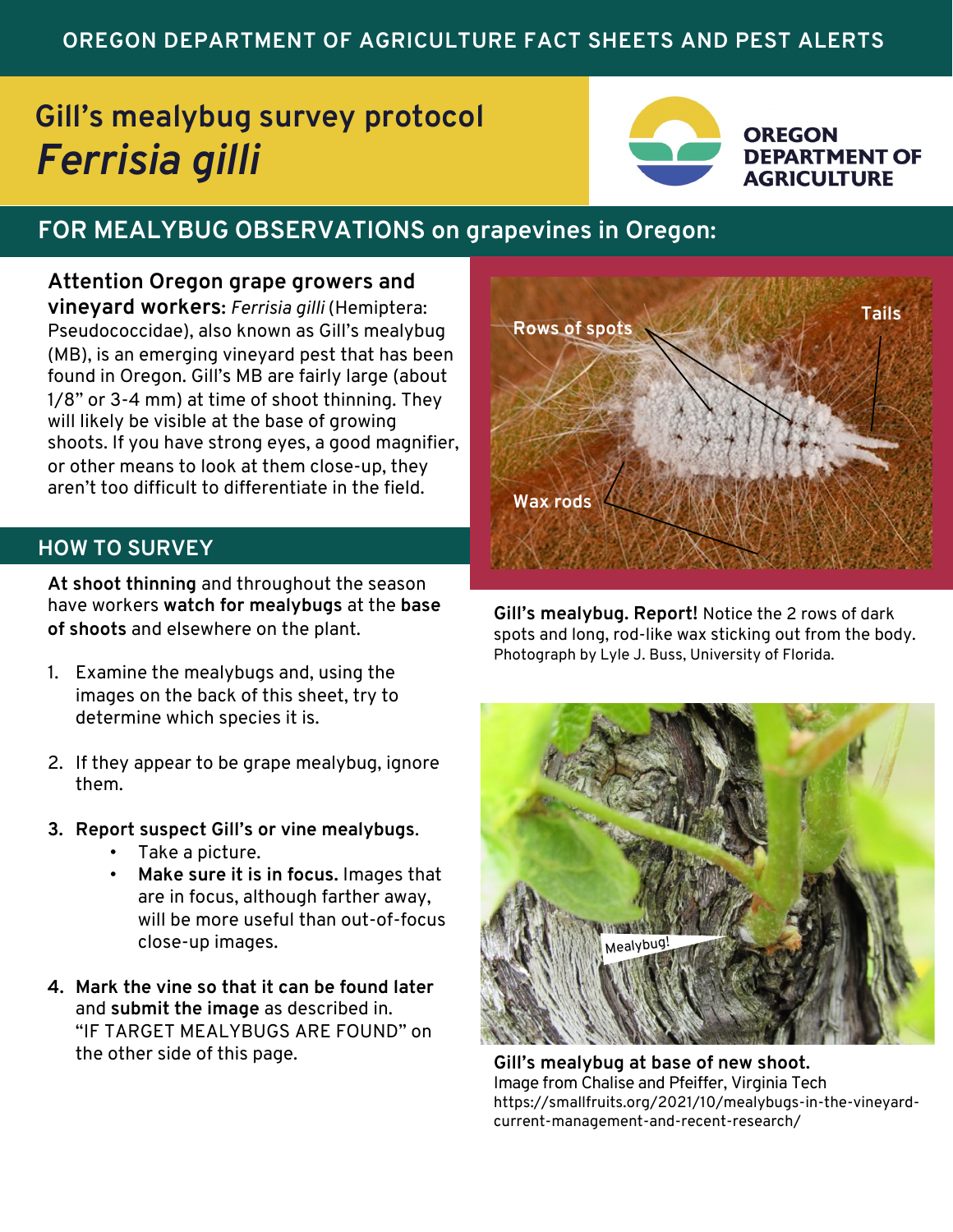OREGON DEPARTMENT OF AGRICULTURE FACT SHEETS AND PEST ALERTS

# Gill's mealybug survey protocol *Ferrisia gilli*

OREGON DEPARTMENT OF AGRICULTURE

## FOR MEALYBUG OBSERVATIONS on grapevines in Oregon:

**Attention Oregon grape growers and vineyard workers:** *Ferrisia gilli* (Hemiptera: Pseudococcidae), also known as Gill's mealybug (MB), is an emerging vineyard pest that has been found in Oregon. Gill's MB are fairly large (about 1/8" or 3-4 mm) at time of shoot thinning. They will likely be visible at the base of growing shoots. If you have strong eyes, a good magnifier, or other means to look at them close-up, they aren't too difficult to differentiate in the field.

## HOW TO SURVEY

**At shoot thinning** and throughout the season have workers **watch for mealybugs** at the **base of shoots** and elsewhere on the plant.

1. Examine the mealybugs and, using the images on the back of this sheet, try to determine which species it is.
2. If they appear to be grape mealybug, ignore them.
3. **Report suspect Gill's or vine mealybugs.**
   - Take a picture.
   - **Make sure it is in focus.** Images that are in focus, although farther away, will be more useful than out-of-focus close-up images.
4. **Mark the vine so that it can be found later** and **submit the image** as described in. "IF TARGET MEALYBUGS ARE FOUND" on the other side of this page.

Rows of spots — Tails — Wax rods

**Gill's mealybug. Report!** Notice the 2 rows of dark spots and long, rod-like wax sticking out from the body. Photograph by Lyle J. Buss, University of Florida.

Mealybug!

**Gill's mealybug at base of new shoot.** Image from Chalise and Pfeiffer, Virginia Tech https://smallfruits.org/2021/10/mealybugs-in-the-vineyard-current-management-and-recent-research/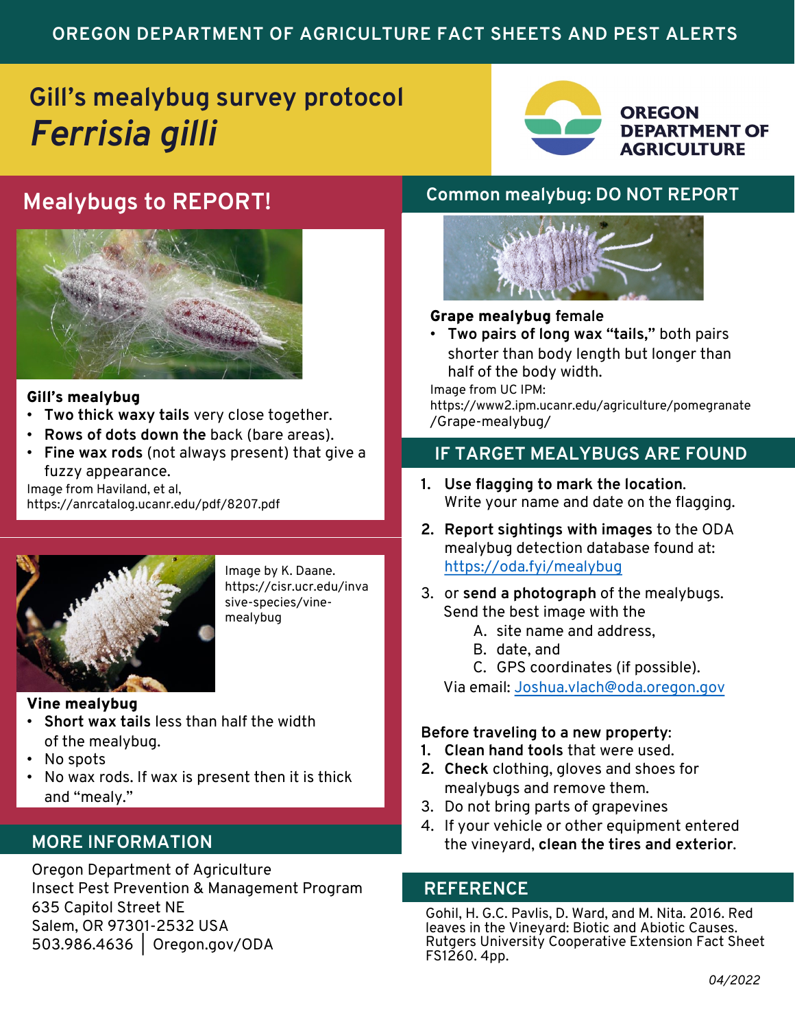OREGON DEPARTMENT OF AGRICULTURE FACT SHEETS AND PEST ALERTS

# Gill's mealybug survey protocol *Ferrisia gilli*

OREGON DEPARTMENT OF AGRICULTURE

## Mealybugs to REPORT!

**Gill's mealybug**

- **Two thick waxy tails** very close together.
- **Rows of dots down the** back (bare areas).
- **Fine wax rods** (not always present) that give a fuzzy appearance.

Image from Haviland, et al, https://anrcatalog.ucanr.edu/pdf/8207.pdf

Image by K. Daane. https://cisr.ucr.edu/invasive-species/vine-mealybug

**Vine mealybug**

- **Short wax tails** less than half the width of the mealybug.
- No spots
- No wax rods. If wax is present then it is thick and "mealy."

## Common mealybug: DO NOT REPORT

**Grape mealybug female**

- **Two pairs of long wax "tails,"** both pairs shorter than body length but longer than half of the body width.

Image from UC IPM: https://www2.ipm.ucanr.edu/agriculture/pomegranate/Grape-mealybug/

## IF TARGET MEALYBUGS ARE FOUND

1. **Use flagging to mark the location.** Write your name and date on the flagging.
2. **Report sightings with images** to the ODA mealybug detection database found at: https://oda.fyi/mealybug
3. or **send a photograph** of the mealybugs. Send the best image with the
   - A. site name and address,
   - B. date, and
   - C. GPS coordinates (if possible).

   Via email: Joshua.vlach@oda.oregon.gov

**Before traveling to a new property**:

1. **Clean hand tools** that were used.
2. **Check** clothing, gloves and shoes for mealybugs and remove them.
3. Do not bring parts of grapevines
4. If your vehicle or other equipment entered the vineyard, **clean the tires and exterior**.

## MORE INFORMATION

Oregon Department of Agriculture
Insect Pest Prevention & Management Program
635 Capitol Street NE
Salem, OR 97301-2532 USA
503.986.4636 | Oregon.gov/ODA

## REFERENCE

Gohil, H. G.C. Pavlis, D. Ward, and M. Nita. 2016. Red leaves in the Vineyard: Biotic and Abiotic Causes. Rutgers University Cooperative Extension Fact Sheet FS1260. 4pp.

04/2022